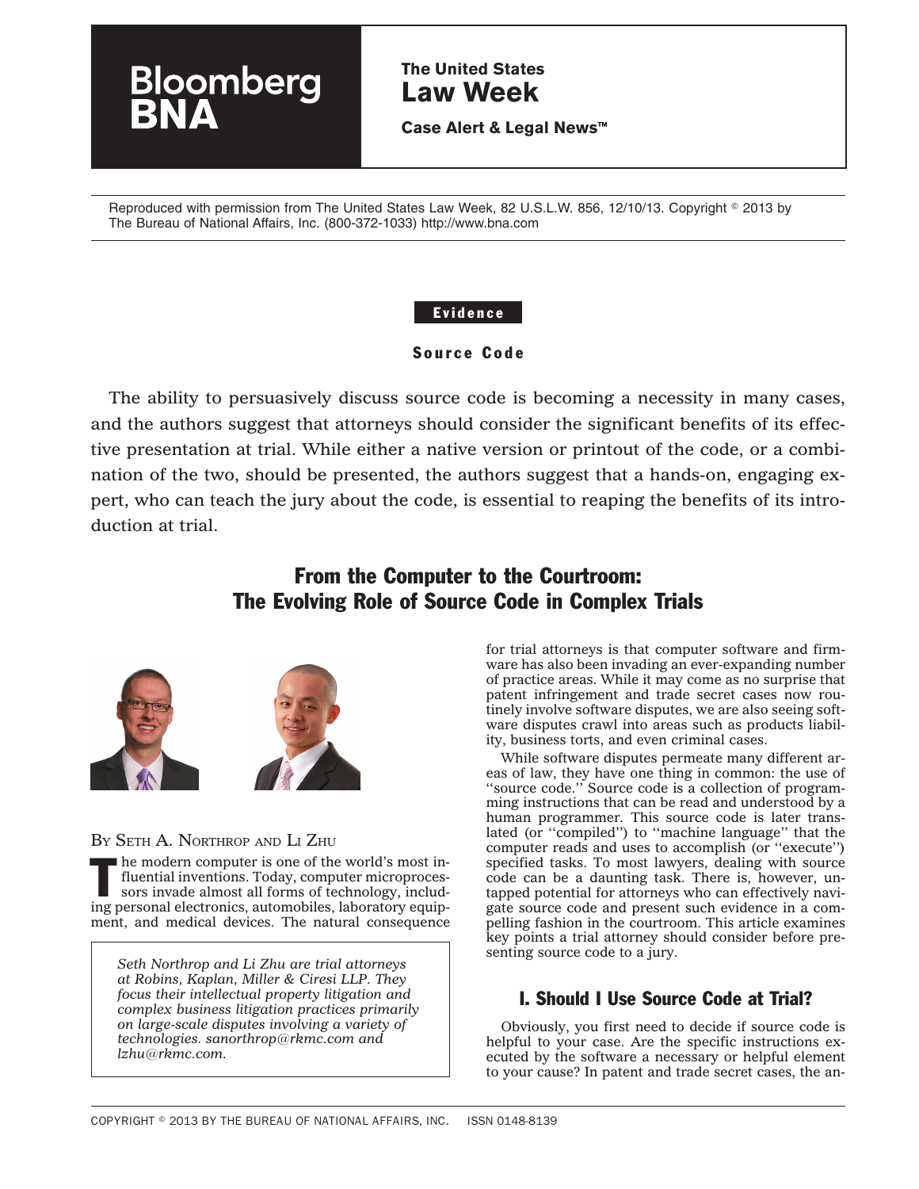Bloomberg BNA

**The United States Law Week**

**Case Alert & Legal News™**

Reproduced with permission from The United States Law Week, 82 U.S.L.W. 856, 12/10/13. Copyright © 2013 by The Bureau of National Affairs, Inc. (800-372-1033) http://www.bna.com

**Evidence**

**Source Code**

The ability to persuasively discuss source code is becoming a necessity in many cases, and the authors suggest that attorneys should consider the significant benefits of its effective presentation at trial. While either a native version or printout of the code, or a combination of the two, should be presented, the authors suggest that a hands-on, engaging expert, who can teach the jury about the code, is essential to reaping the benefits of its introduction at trial.

# From the Computer to the Courtroom: The Evolving Role of Source Code in Complex Trials

BY SETH A. NORTHROP AND LI ZHU

The modern computer is one of the world's most influential inventions. Today, computer microprocessors invade almost all forms of technology, including personal electronics, automobiles, laboratory equipment, and medical devices. The natural consequence for trial attorneys is that computer software and firmware has also been invading an ever-expanding number of practice areas. While it may come as no surprise that patent infringement and trade secret cases now routinely involve software disputes, we are also seeing software disputes crawl into areas such as products liability, business torts, and even criminal cases.

*Seth Northrop and Li Zhu are trial attorneys at Robins, Kaplan, Miller & Ciresi LLP. They focus their intellectual property litigation and complex business litigation practices primarily on large-scale disputes involving a variety of technologies. sanorthrop@rkmc.com and lzhu@rkmc.com.*

While software disputes permeate many different areas of law, they have one thing in common: the use of ''source code.'' Source code is a collection of programming instructions that can be read and understood by a human programmer. This source code is later translated (or ''compiled'') to ''machine language'' that the computer reads and uses to accomplish (or ''execute'') specified tasks. To most lawyers, dealing with source code can be a daunting task. There is, however, untapped potential for attorneys who can effectively navigate source code and present such evidence in a compelling fashion in the courtroom. This article examines key points a trial attorney should consider before presenting source code to a jury.

## I. Should I Use Source Code at Trial?

Obviously, you first need to decide if source code is helpful to your case. Are the specific instructions executed by the software a necessary or helpful element to your cause? In patent and trade secret cases, the an-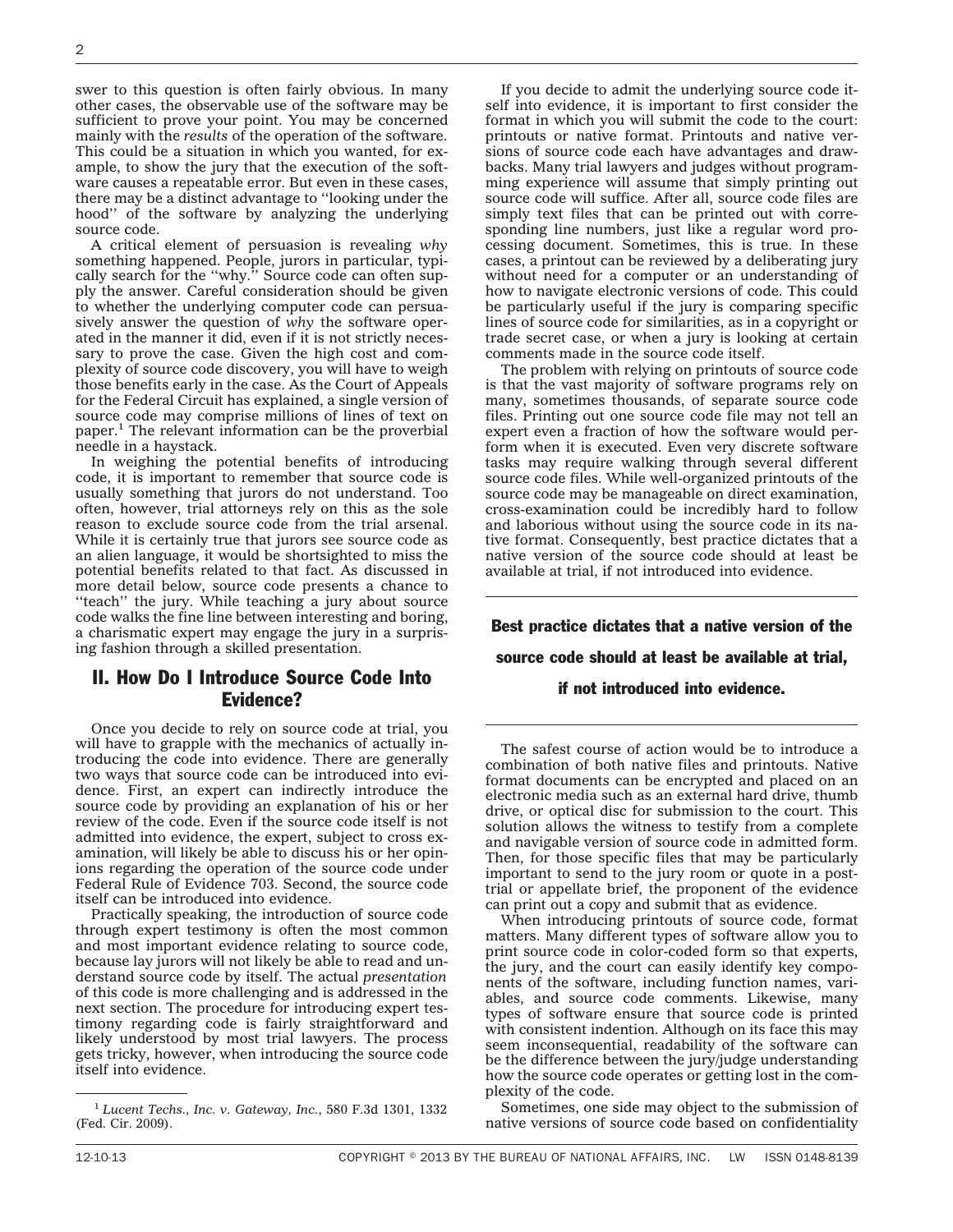swer to this question is often fairly obvious. In many other cases, the observable use of the software may be sufficient to prove your point. You may be concerned mainly with the *results* of the operation of the software. This could be a situation in which you wanted, for example, to show the jury that the execution of the software causes a repeatable error. But even in these cases, there may be a distinct advantage to ''looking under the hood'' of the software by analyzing the underlying source code.

A critical element of persuasion is revealing *why* something happened. People, jurors in particular, typically search for the ''why.'' Source code can often supply the answer. Careful consideration should be given to whether the underlying computer code can persuasively answer the question of *why* the software operated in the manner it did, even if it is not strictly necessary to prove the case. Given the high cost and complexity of source code discovery, you will have to weigh those benefits early in the case. As the Court of Appeals for the Federal Circuit has explained, a single version of source code may comprise millions of lines of text on paper.[1] The relevant information can be the proverbial needle in a haystack.

In weighing the potential benefits of introducing code, it is important to remember that source code is usually something that jurors do not understand. Too often, however, trial attorneys rely on this as the sole reason to exclude source code from the trial arsenal. While it is certainly true that jurors see source code as an alien language, it would be shortsighted to miss the potential benefits related to that fact. As discussed in more detail below, source code presents a chance to ''teach'' the jury. While teaching a jury about source code walks the fine line between interesting and boring, a charismatic expert may engage the jury in a surprising fashion through a skilled presentation.

## II. How Do I Introduce Source Code Into Evidence?

Once you decide to rely on source code at trial, you will have to grapple with the mechanics of actually introducing the code into evidence. There are generally two ways that source code can be introduced into evidence. First, an expert can indirectly introduce the source code by providing an explanation of his or her review of the code. Even if the source code itself is not admitted into evidence, the expert, subject to cross examination, will likely be able to discuss his or her opinions regarding the operation of the source code under Federal Rule of Evidence 703. Second, the source code itself can be introduced into evidence.

Practically speaking, the introduction of source code through expert testimony is often the most common and most important evidence relating to source code, because lay jurors will not likely be able to read and understand source code by itself. The actual *presentation* of this code is more challenging and is addressed in the next section. The procedure for introducing expert testimony regarding code is fairly straightforward and likely understood by most trial lawyers. The process gets tricky, however, when introducing the source code itself into evidence.

[1] *Lucent Techs., Inc. v. Gateway, Inc.*, 580 F.3d 1301, 1332 (Fed. Cir. 2009).

If you decide to admit the underlying source code itself into evidence, it is important to first consider the format in which you will submit the code to the court: printouts or native format. Printouts and native versions of source code each have advantages and drawbacks. Many trial lawyers and judges without programming experience will assume that simply printing out source code will suffice. After all, source code files are simply text files that can be printed out with corresponding line numbers, just like a regular word processing document. Sometimes, this is true. In these cases, a printout can be reviewed by a deliberating jury without need for a computer or an understanding of how to navigate electronic versions of code. This could be particularly useful if the jury is comparing specific lines of source code for similarities, as in a copyright or trade secret case, or when a jury is looking at certain comments made in the source code itself.

The problem with relying on printouts of source code is that the vast majority of software programs rely on many, sometimes thousands, of separate source code files. Printing out one source code file may not tell an expert even a fraction of how the software would perform when it is executed. Even very discrete software tasks may require walking through several different source code files. While well-organized printouts of the source code may be manageable on direct examination, cross-examination could be incredibly hard to follow and laborious without using the source code in its native format. Consequently, best practice dictates that a native version of the source code should at least be available at trial, if not introduced into evidence.

**Best practice dictates that a native version of the source code should at least be available at trial, if not introduced into evidence.**

The safest course of action would be to introduce a combination of both native files and printouts. Native format documents can be encrypted and placed on an electronic media such as an external hard drive, thumb drive, or optical disc for submission to the court. This solution allows the witness to testify from a complete and navigable version of source code in admitted form. Then, for those specific files that may be particularly important to send to the jury room or quote in a post-trial or appellate brief, the proponent of the evidence can print out a copy and submit that as evidence.

When introducing printouts of source code, format matters. Many different types of software allow you to print source code in color-coded form so that experts, the jury, and the court can easily identify key components of the software, including function names, variables, and source code comments. Likewise, many types of software ensure that source code is printed with consistent indention. Although on its face this may seem inconsequential, readability of the software can be the difference between the jury/judge understanding how the source code operates or getting lost in the complexity of the code.

Sometimes, one side may object to the submission of native versions of source code based on confidentiality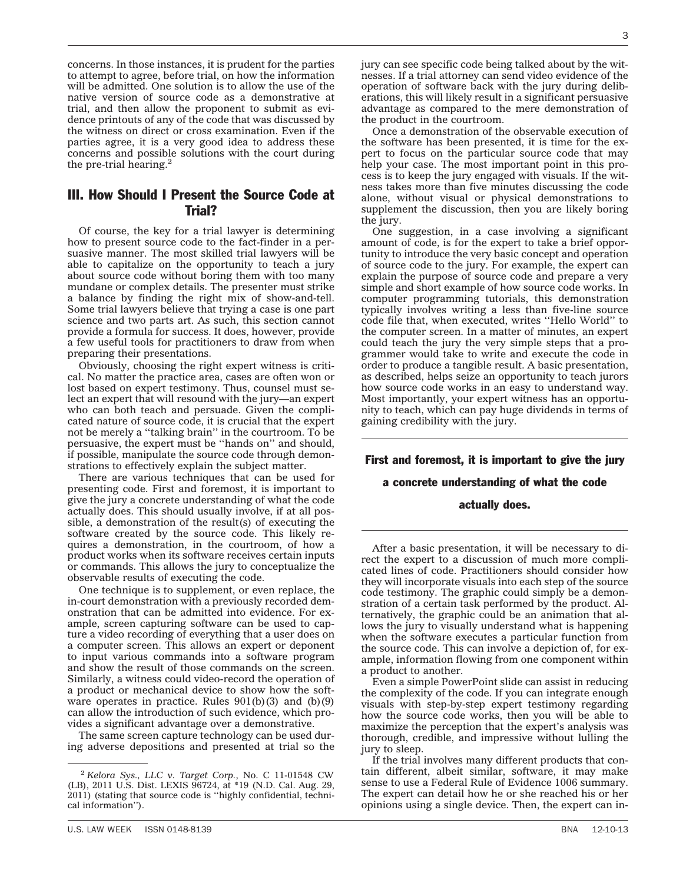concerns. In those instances, it is prudent for the parties to attempt to agree, before trial, on how the information will be admitted. One solution is to allow the use of the native version of source code as a demonstrative at trial, and then allow the proponent to submit as evidence printouts of any of the code that was discussed by the witness on direct or cross examination. Even if the parties agree, it is a very good idea to address these concerns and possible solutions with the court during the pre-trial hearing.[2]

## III. How Should I Present the Source Code at Trial?

Of course, the key for a trial lawyer is determining how to present source code to the fact-finder in a persuasive manner. The most skilled trial lawyers will be able to capitalize on the opportunity to teach a jury about source code without boring them with too many mundane or complex details. The presenter must strike a balance by finding the right mix of show-and-tell. Some trial lawyers believe that trying a case is one part science and two parts art. As such, this section cannot provide a formula for success. It does, however, provide a few useful tools for practitioners to draw from when preparing their presentations.

Obviously, choosing the right expert witness is critical. No matter the practice area, cases are often won or lost based on expert testimony. Thus, counsel must select an expert that will resound with the jury—an expert who can both teach and persuade. Given the complicated nature of source code, it is crucial that the expert not be merely a ''talking brain'' in the courtroom. To be persuasive, the expert must be ''hands on'' and should, if possible, manipulate the source code through demonstrations to effectively explain the subject matter.

There are various techniques that can be used for presenting code. First and foremost, it is important to give the jury a concrete understanding of what the code actually does. This should usually involve, if at all possible, a demonstration of the result(s) of executing the software created by the source code. This likely requires a demonstration, in the courtroom, of how a product works when its software receives certain inputs or commands. This allows the jury to conceptualize the observable results of executing the code.

One technique is to supplement, or even replace, the in-court demonstration with a previously recorded demonstration that can be admitted into evidence. For example, screen capturing software can be used to capture a video recording of everything that a user does on a computer screen. This allows an expert or deponent to input various commands into a software program and show the result of those commands on the screen. Similarly, a witness could video-record the operation of a product or mechanical device to show how the software operates in practice. Rules 901(b)(3) and (b)(9) can allow the introduction of such evidence, which provides a significant advantage over a demonstrative.

The same screen capture technology can be used during adverse depositions and presented at trial so the jury can see specific code being talked about by the witnesses. If a trial attorney can send video evidence of the operation of software back with the jury during deliberations, this will likely result in a significant persuasive advantage as compared to the mere demonstration of the product in the courtroom.

Once a demonstration of the observable execution of the software has been presented, it is time for the expert to focus on the particular source code that may help your case. The most important point in this process is to keep the jury engaged with visuals. If the witness takes more than five minutes discussing the code alone, without visual or physical demonstrations to supplement the discussion, then you are likely boring the jury.

One suggestion, in a case involving a significant amount of code, is for the expert to take a brief opportunity to introduce the very basic concept and operation of source code to the jury. For example, the expert can explain the purpose of source code and prepare a very simple and short example of how source code works. In computer programming tutorials, this demonstration typically involves writing a less than five-line source code file that, when executed, writes ''Hello World'' to the computer screen. In a matter of minutes, an expert could teach the jury the very simple steps that a programmer would take to write and execute the code in order to produce a tangible result. A basic presentation, as described, helps seize an opportunity to teach jurors how source code works in an easy to understand way. Most importantly, your expert witness has an opportunity to teach, which can pay huge dividends in terms of gaining credibility with the jury.

**First and foremost, it is important to give the jury a concrete understanding of what the code actually does.**

After a basic presentation, it will be necessary to direct the expert to a discussion of much more complicated lines of code. Practitioners should consider how they will incorporate visuals into each step of the source code testimony. The graphic could simply be a demonstration of a certain task performed by the product. Alternatively, the graphic could be an animation that allows the jury to visually understand what is happening when the software executes a particular function from the source code. This can involve a depiction of, for example, information flowing from one component within a product to another.

Even a simple PowerPoint slide can assist in reducing the complexity of the code. If you can integrate enough visuals with step-by-step expert testimony regarding how the source code works, then you will be able to maximize the perception that the expert's analysis was thorough, credible, and impressive without lulling the jury to sleep.

If the trial involves many different products that contain different, albeit similar, software, it may make sense to use a Federal Rule of Evidence 1006 summary. The expert can detail how he or she reached his or her opinions using a single device. Then, the expert can in-

[2] *Kelora Sys., LLC v. Target Corp.*, No. C 11-01548 CW (LB), 2011 U.S. Dist. LEXIS 96724, at *19 (N.D. Cal. Aug. 29, 2011) (stating that source code is ''highly confidential, technical information'').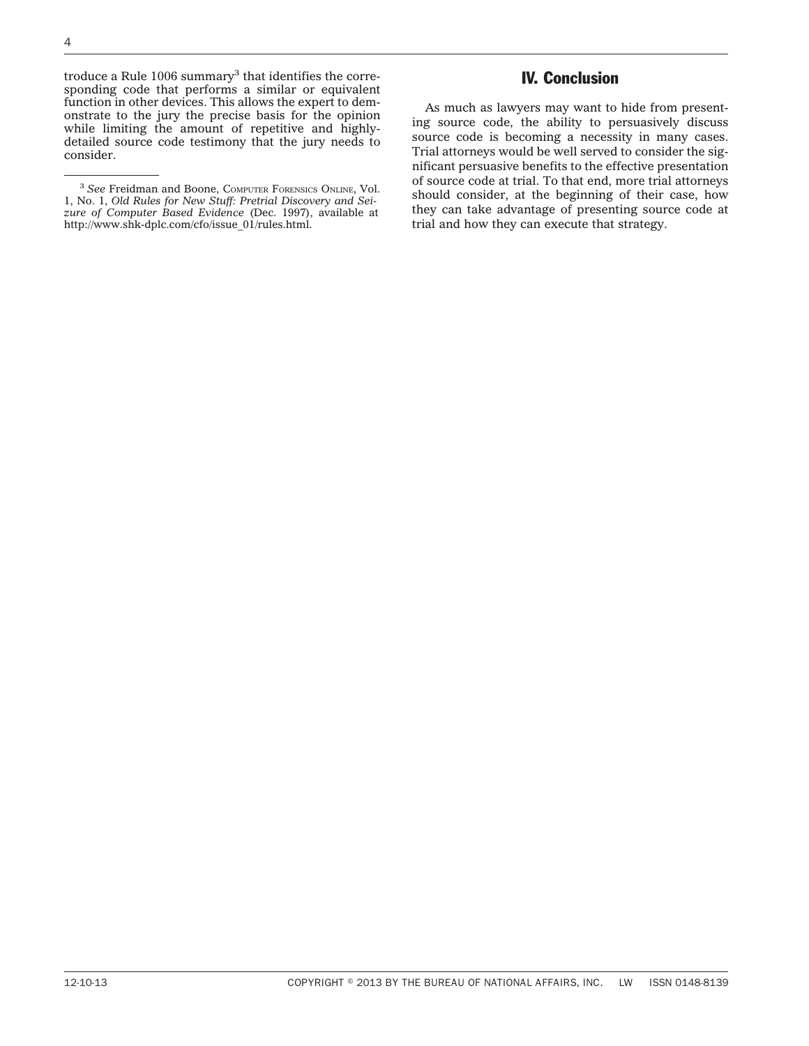troduce a Rule 1006 summary[3] that identifies the corresponding code that performs a similar or equivalent function in other devices. This allows the expert to demonstrate to the jury the precise basis for the opinion while limiting the amount of repetitive and highly-detailed source code testimony that the jury needs to consider.

[3] *See* Freidman and Boone, COMPUTER FORENSICS ONLINE, Vol. 1, No. 1, *Old Rules for New Stuff: Pretrial Discovery and Seizure of Computer Based Evidence* (Dec. 1997), available at http://www.shk-dplc.com/cfo/issue_01/rules.html.

## IV. Conclusion

As much as lawyers may want to hide from presenting source code, the ability to persuasively discuss source code is becoming a necessity in many cases. Trial attorneys would be well served to consider the significant persuasive benefits to the effective presentation of source code at trial. To that end, more trial attorneys should consider, at the beginning of their case, how they can take advantage of presenting source code at trial and how they can execute that strategy.